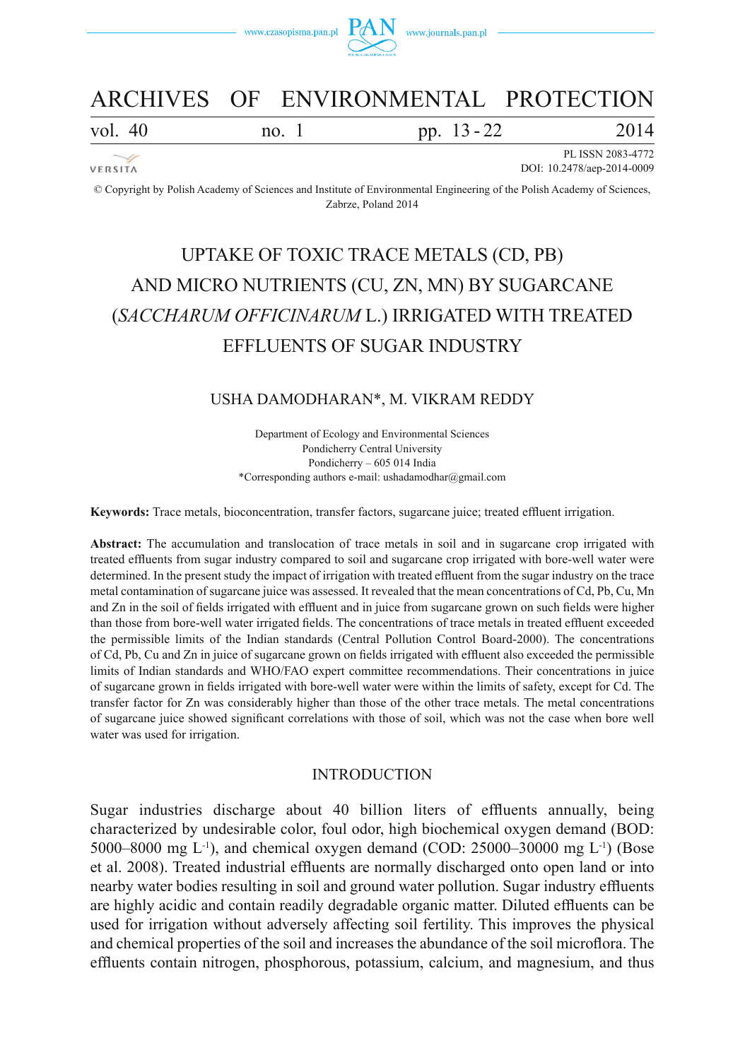# UPTAKE OF TOXIC TRACE METALS (CD, PB) AND MICRO NUTRIENTS (CU, ZN, MN) BY SUGARCANE (*SACCHARUM OFFICINARUM* L.) IRRIGATED WITH TREATED EFFLUENTS OF SUGAR INDUSTRY

USHA DAMODHARAN*, M. VIKRAM REDDY

Department of Ecology and Environmental Sciences
Pondicherry Central University
Pondicherry – 605 014 India
*Corresponding authors e-mail: ushadamodhar@gmail.com

**Keywords:** Trace metals, bioconcentration, transfer factors, sugarcane juice; treated effluent irrigation.

**Abstract:** The accumulation and translocation of trace metals in soil and in sugarcane crop irrigated with treated effluents from sugar industry compared to soil and sugarcane crop irrigated with bore-well water were determined. In the present study the impact of irrigation with treated effluent from the sugar industry on the trace metal contamination of sugarcane juice was assessed. It revealed that the mean concentrations of Cd, Pb, Cu, Mn and Zn in the soil of fields irrigated with effluent and in juice from sugarcane grown on such fields were higher than those from bore-well water irrigated fields. The concentrations of trace metals in treated effluent exceeded the permissible limits of the Indian standards (Central Pollution Control Board-2000). The concentrations of Cd, Pb, Cu and Zn in juice of sugarcane grown on fields irrigated with effluent also exceeded the permissible limits of Indian standards and WHO/FAO expert committee recommendations. Their concentrations in juice of sugarcane grown in fields irrigated with bore-well water were within the limits of safety, except for Cd. The transfer factor for Zn was considerably higher than those of the other trace metals. The metal concentrations of sugarcane juice showed significant correlations with those of soil, which was not the case when bore well water was used for irrigation.

## INTRODUCTION

Sugar industries discharge about 40 billion liters of effluents annually, being characterized by undesirable color, foul odor, high biochemical oxygen demand (BOD: 5000–8000 mg $L^{-1}$), and chemical oxygen demand (COD: 25000–30000 mg $L^{-1}$) (Bose et al. 2008). Treated industrial effluents are normally discharged onto open land or into nearby water bodies resulting in soil and ground water pollution. Sugar industry effluents are highly acidic and contain readily degradable organic matter. Diluted effluents can be used for irrigation without adversely affecting soil fertility. This improves the physical and chemical properties of the soil and increases the abundance of the soil microflora. The effluents contain nitrogen, phosphorous, potassium, calcium, and magnesium, and thus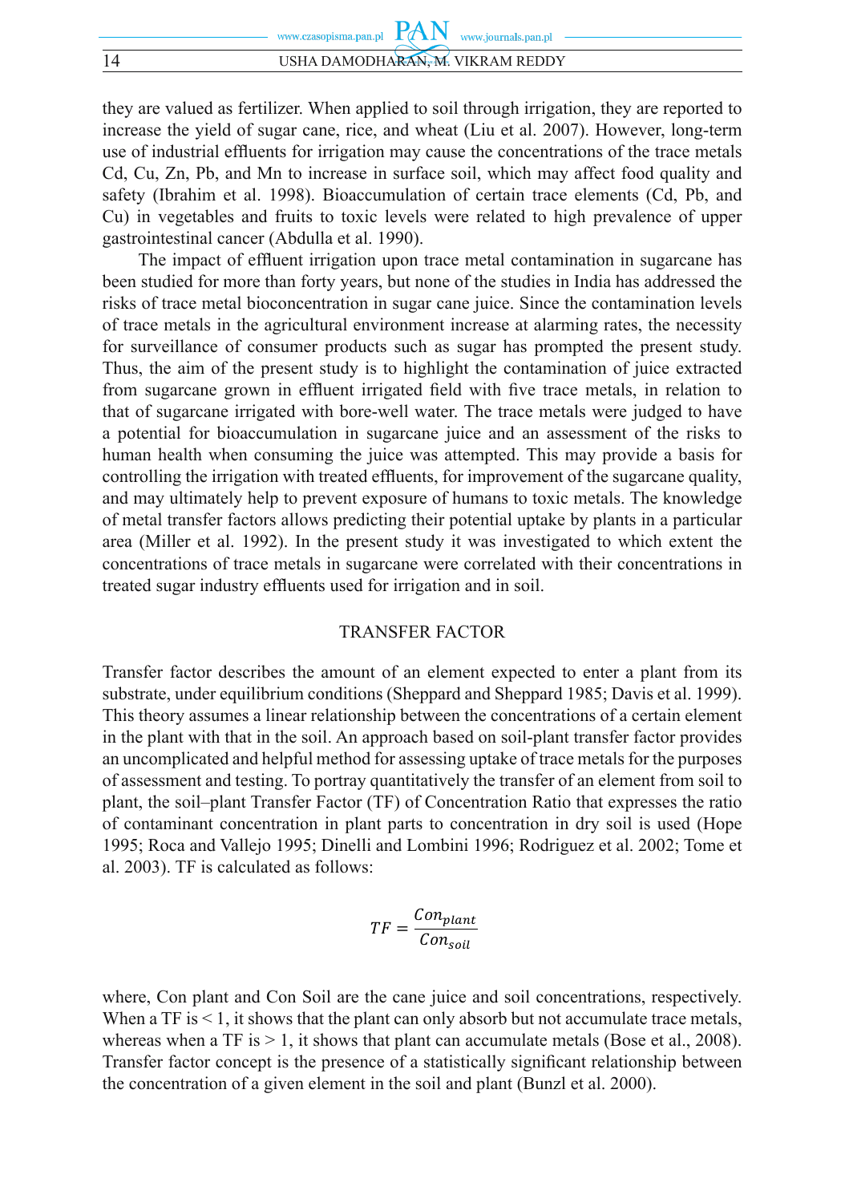they are valued as fertilizer. When applied to soil through irrigation, they are reported to increase the yield of sugar cane, rice, and wheat (Liu et al. 2007). However, long-term use of industrial effluents for irrigation may cause the concentrations of the trace metals Cd, Cu, Zn, Pb, and Mn to increase in surface soil, which may affect food quality and safety (Ibrahim et al. 1998). Bioaccumulation of certain trace elements (Cd, Pb, and Cu) in vegetables and fruits to toxic levels were related to high prevalence of upper gastrointestinal cancer (Abdulla et al. 1990).

The impact of effluent irrigation upon trace metal contamination in sugarcane has been studied for more than forty years, but none of the studies in India has addressed the risks of trace metal bioconcentration in sugar cane juice. Since the contamination levels of trace metals in the agricultural environment increase at alarming rates, the necessity for surveillance of consumer products such as sugar has prompted the present study. Thus, the aim of the present study is to highlight the contamination of juice extracted from sugarcane grown in effluent irrigated field with five trace metals, in relation to that of sugarcane irrigated with bore-well water. The trace metals were judged to have a potential for bioaccumulation in sugarcane juice and an assessment of the risks to human health when consuming the juice was attempted. This may provide a basis for controlling the irrigation with treated effluents, for improvement of the sugarcane quality, and may ultimately help to prevent exposure of humans to toxic metals. The knowledge of metal transfer factors allows predicting their potential uptake by plants in a particular area (Miller et al. 1992). In the present study it was investigated to which extent the concentrations of trace metals in sugarcane were correlated with their concentrations in treated sugar industry effluents used for irrigation and in soil.

## TRANSFER FACTOR

Transfer factor describes the amount of an element expected to enter a plant from its substrate, under equilibrium conditions (Sheppard and Sheppard 1985; Davis et al. 1999). This theory assumes a linear relationship between the concentrations of a certain element in the plant with that in the soil. An approach based on soil-plant transfer factor provides an uncomplicated and helpful method for assessing uptake of trace metals for the purposes of assessment and testing. To portray quantitatively the transfer of an element from soil to plant, the soil–plant Transfer Factor (TF) of Concentration Ratio that expresses the ratio of contaminant concentration in plant parts to concentration in dry soil is used (Hope 1995; Roca and Vallejo 1995; Dinelli and Lombini 1996; Rodriguez et al. 2002; Tome et al. 2003). TF is calculated as follows:

$$TF = \frac{Con_{plant}}{Con_{soil}}$$

where, Con plant and Con Soil are the cane juice and soil concentrations, respectively. When a TF is < 1, it shows that the plant can only absorb but not accumulate trace metals, whereas when a TF is > 1, it shows that plant can accumulate metals (Bose et al., 2008). Transfer factor concept is the presence of a statistically significant relationship between the concentration of a given element in the soil and plant (Bunzl et al. 2000).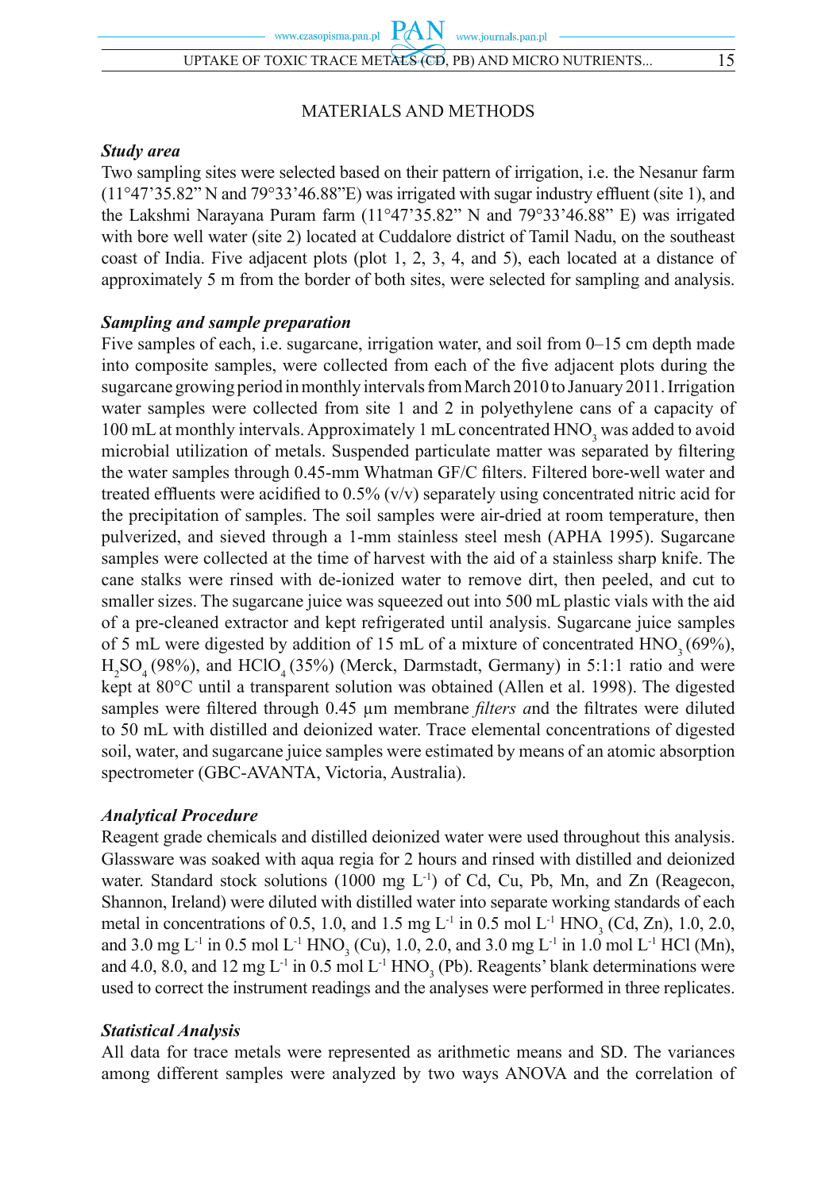## MATERIALS AND METHODS

### *Study area*

Two sampling sites were selected based on their pattern of irrigation, i.e. the Nesanur farm (11°47'35.82" N and 79°33'46.88"E) was irrigated with sugar industry effluent (site 1), and the Lakshmi Narayana Puram farm (11°47'35.82" N and 79°33'46.88" E) was irrigated with bore well water (site 2) located at Cuddalore district of Tamil Nadu, on the southeast coast of India. Five adjacent plots (plot 1, 2, 3, 4, and 5), each located at a distance of approximately 5 m from the border of both sites, were selected for sampling and analysis.

### *Sampling and sample preparation*

Five samples of each, i.e. sugarcane, irrigation water, and soil from 0–15 cm depth made into composite samples, were collected from each of the five adjacent plots during the sugarcane growing period in monthly intervals from March 2010 to January 2011. Irrigation water samples were collected from site 1 and 2 in polyethylene cans of a capacity of 100 mL at monthly intervals. Approximately 1 mL concentrated $HNO_3$ was added to avoid microbial utilization of metals. Suspended particulate matter was separated by filtering the water samples through 0.45-mm Whatman GF/C filters. Filtered bore-well water and treated effluents were acidified to 0.5% (v/v) separately using concentrated nitric acid for the precipitation of samples. The soil samples were air-dried at room temperature, then pulverized, and sieved through a 1-mm stainless steel mesh (APHA 1995). Sugarcane samples were collected at the time of harvest with the aid of a stainless sharp knife. The cane stalks were rinsed with de-ionized water to remove dirt, then peeled, and cut to smaller sizes. The sugarcane juice was squeezed out into 500 mL plastic vials with the aid of a pre-cleaned extractor and kept refrigerated until analysis. Sugarcane juice samples of 5 mL were digested by addition of 15 mL of a mixture of concentrated $HNO_3$ (69%), $H_2SO_4$ (98%), and $HClO_4$ (35%) (Merck, Darmstadt, Germany) in 5:1:1 ratio and were kept at 80°C until a transparent solution was obtained (Allen et al. 1998). The digested samples were filtered through 0.45 µm membrane *filters a*nd the filtrates were diluted to 50 mL with distilled and deionized water. Trace elemental concentrations of digested soil, water, and sugarcane juice samples were estimated by means of an atomic absorption spectrometer (GBC-AVANTA, Victoria, Australia).

### *Analytical Procedure*

Reagent grade chemicals and distilled deionized water were used throughout this analysis. Glassware was soaked with aqua regia for 2 hours and rinsed with distilled and deionized water. Standard stock solutions (1000 mg $L^{-1}$) of Cd, Cu, Pb, Mn, and Zn (Reagecon, Shannon, Ireland) were diluted with distilled water into separate working standards of each metal in concentrations of 0.5, 1.0, and 1.5 mg $L^{-1}$ in 0.5 mol $L^{-1}$ $HNO_3$ (Cd, Zn), 1.0, 2.0, and 3.0 mg $L^{-1}$ in 0.5 mol $L^{-1}$ $HNO_3$ (Cu), 1.0, 2.0, and 3.0 mg $L^{-1}$ in 1.0 mol $L^{-1}$ HCl (Mn), and 4.0, 8.0, and 12 mg $L^{-1}$ in 0.5 mol $L^{-1}$ $HNO_3$ (Pb). Reagents' blank determinations were used to correct the instrument readings and the analyses were performed in three replicates.

### *Statistical Analysis*

All data for trace metals were represented as arithmetic means and SD. The variances among different samples were analyzed by two ways ANOVA and the correlation of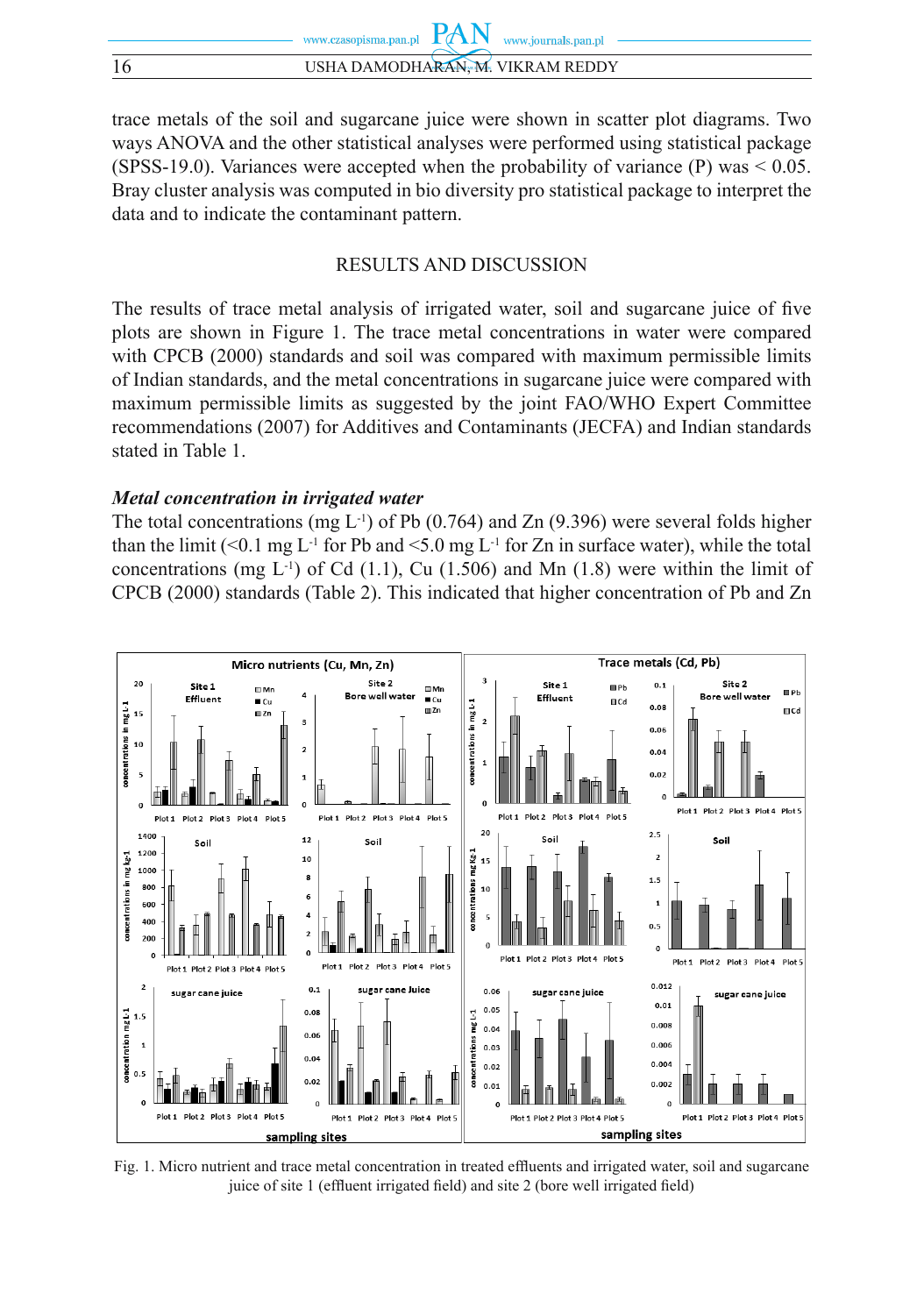trace metals of the soil and sugarcane juice were shown in scatter plot diagrams. Two ways ANOVA and the other statistical analyses were performed using statistical package (SPSS-19.0). Variances were accepted when the probability of variance (P) was < 0.05. Bray cluster analysis was computed in bio diversity pro statistical package to interpret the data and to indicate the contaminant pattern.

## RESULTS AND DISCUSSION

The results of trace metal analysis of irrigated water, soil and sugarcane juice of five plots are shown in Figure 1. The trace metal concentrations in water were compared with CPCB (2000) standards and soil was compared with maximum permissible limits of Indian standards, and the metal concentrations in sugarcane juice were compared with maximum permissible limits as suggested by the joint FAO/WHO Expert Committee recommendations (2007) for Additives and Contaminants (JECFA) and Indian standards stated in Table 1.

### *Metal concentration in irrigated water*

The total concentrations (mg $L^{-1}$) of Pb (0.764) and Zn (9.396) were several folds higher than the limit (<0.1 mg $L^{-1}$ for Pb and <5.0 mg $L^{-1}$ for Zn in surface water), while the total concentrations (mg $L^{-1}$) of Cd (1.1), Cu (1.506) and Mn (1.8) were within the limit of CPCB (2000) standards (Table 2). This indicated that higher concentration of Pb and Zn

Fig. 1. Micro nutrient and trace metal concentration in treated effluents and irrigated water, soil and sugarcane juice of site 1 (effluent irrigated field) and site 2 (bore well irrigated field)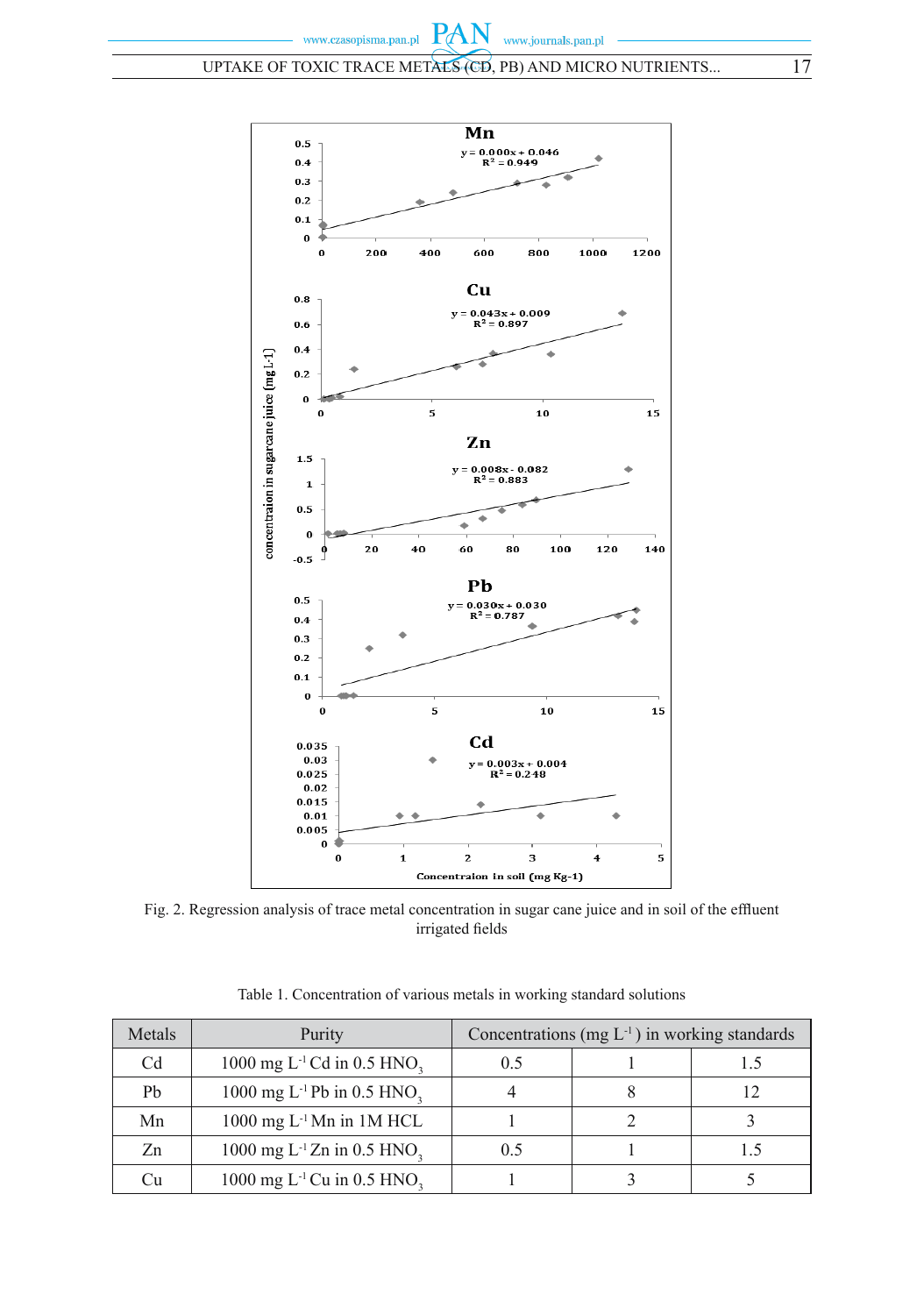Fig. 2. Regression analysis of trace metal concentration in sugar cane juice and in soil of the effluent irrigated fields

Table 1. Concentration of various metals in working standard solutions

| Metals | Purity | Concentrations (mg $L^{-1}$) in working standards | | |
|---|---|---|---|---|
| Cd | 1000 mg $L^{-1}$ Cd in 0.5 $HNO_3$ | 0.5 | 1 | 1.5 |
| Pb | 1000 mg $L^{-1}$ Pb in 0.5 $HNO_3$ | 4 | 8 | 12 |
| Mn | 1000 mg $L^{-1}$ Mn in 1M HCL | 1 | 2 | 3 |
| Zn | 1000 mg $L^{-1}$ Zn in 0.5 $HNO_3$ | 0.5 | 1 | 1.5 |
| Cu | 1000 mg $L^{-1}$ Cu in 0.5 $HNO_3$ | 1 | 3 | 5 |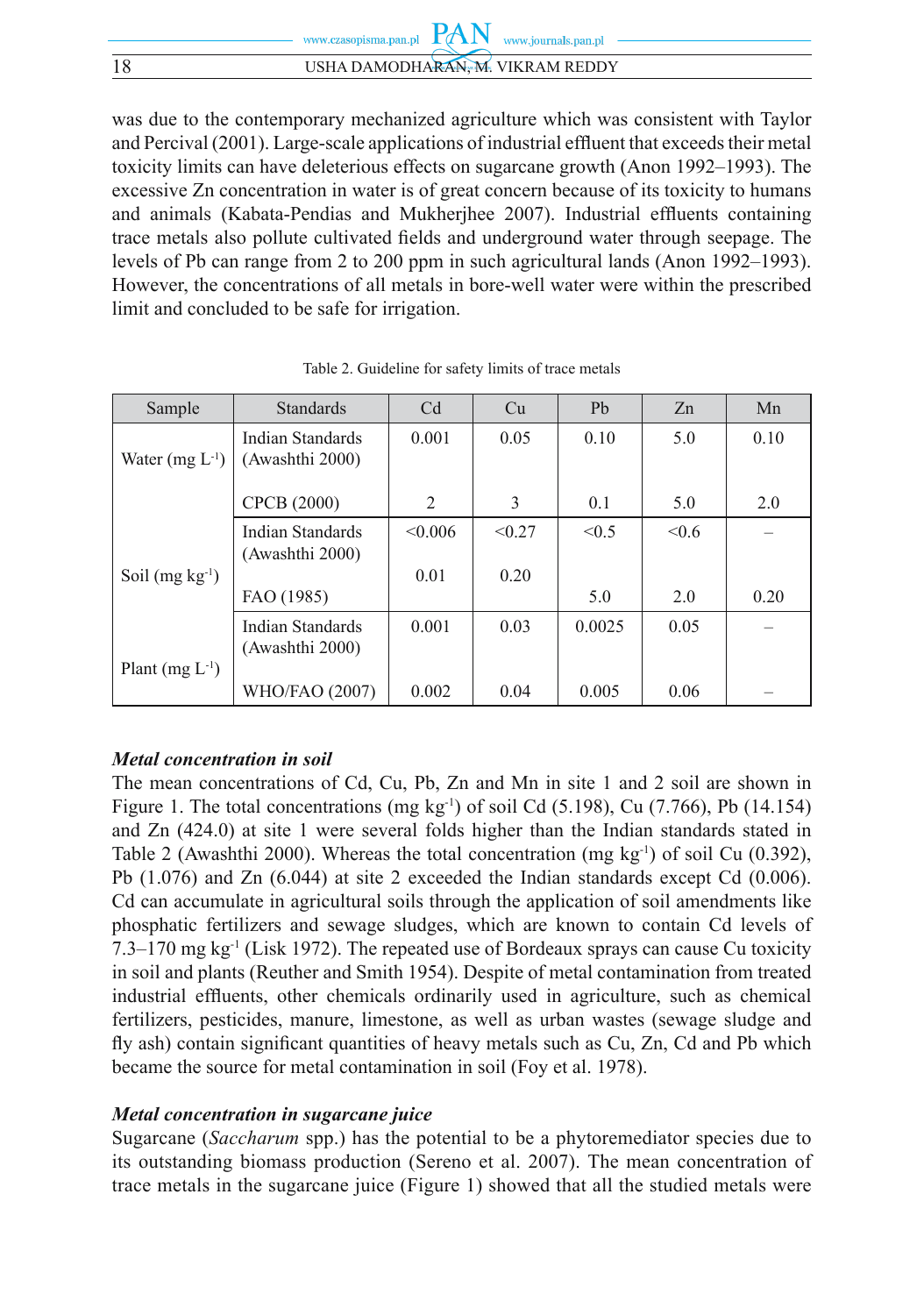was due to the contemporary mechanized agriculture which was consistent with Taylor and Percival (2001). Large-scale applications of industrial effluent that exceeds their metal toxicity limits can have deleterious effects on sugarcane growth (Anon 1992–1993). The excessive Zn concentration in water is of great concern because of its toxicity to humans and animals (Kabata-Pendias and Mukherjhee 2007). Industrial effluents containing trace metals also pollute cultivated fields and underground water through seepage. The levels of Pb can range from 2 to 200 ppm in such agricultural lands (Anon 1992–1993). However, the concentrations of all metals in bore-well water were within the prescribed limit and concluded to be safe for irrigation.

Table 2. Guideline for safety limits of trace metals

| Sample | Standards | Cd | Cu | Pb | Zn | Mn |
|---|---|---|---|---|---|---|
| Water (mg $L^{-1}$) | Indian Standards (Awashthi 2000) | 0.001 | 0.05 | 0.10 | 5.0 | 0.10 |
| | CPCB (2000) | 2 | 3 | 0.1 | 5.0 | 2.0 |
| Soil (mg $kg^{-1}$) | Indian Standards (Awashthi 2000) | <0.006 | <0.27 | <0.5 | <0.6 | – |
| | FAO (1985) | 0.01 | 0.20 | 5.0 | 2.0 | 0.20 |
| Plant (mg $L^{-1}$) | Indian Standards (Awashthi 2000) | 0.001 | 0.03 | 0.0025 | 0.05 | – |
| | WHO/FAO (2007) | 0.002 | 0.04 | 0.005 | 0.06 | – |

### *Metal concentration in soil*

The mean concentrations of Cd, Cu, Pb, Zn and Mn in site 1 and 2 soil are shown in Figure 1. The total concentrations (mg $kg^{-1}$) of soil Cd (5.198), Cu (7.766), Pb (14.154) and Zn (424.0) at site 1 were several folds higher than the Indian standards stated in Table 2 (Awashthi 2000). Whereas the total concentration (mg $kg^{-1}$) of soil Cu (0.392), Pb (1.076) and Zn (6.044) at site 2 exceeded the Indian standards except Cd (0.006). Cd can accumulate in agricultural soils through the application of soil amendments like phosphatic fertilizers and sewage sludges, which are known to contain Cd levels of 7.3–170 mg $kg^{-1}$ (Lisk 1972). The repeated use of Bordeaux sprays can cause Cu toxicity in soil and plants (Reuther and Smith 1954). Despite of metal contamination from treated industrial effluents, other chemicals ordinarily used in agriculture, such as chemical fertilizers, pesticides, manure, limestone, as well as urban wastes (sewage sludge and fly ash) contain significant quantities of heavy metals such as Cu, Zn, Cd and Pb which became the source for metal contamination in soil (Foy et al. 1978).

### *Metal concentration in sugarcane juice*

Sugarcane (*Saccharum* spp.) has the potential to be a phytoremediator species due to its outstanding biomass production (Sereno et al. 2007). The mean concentration of trace metals in the sugarcane juice (Figure 1) showed that all the studied metals were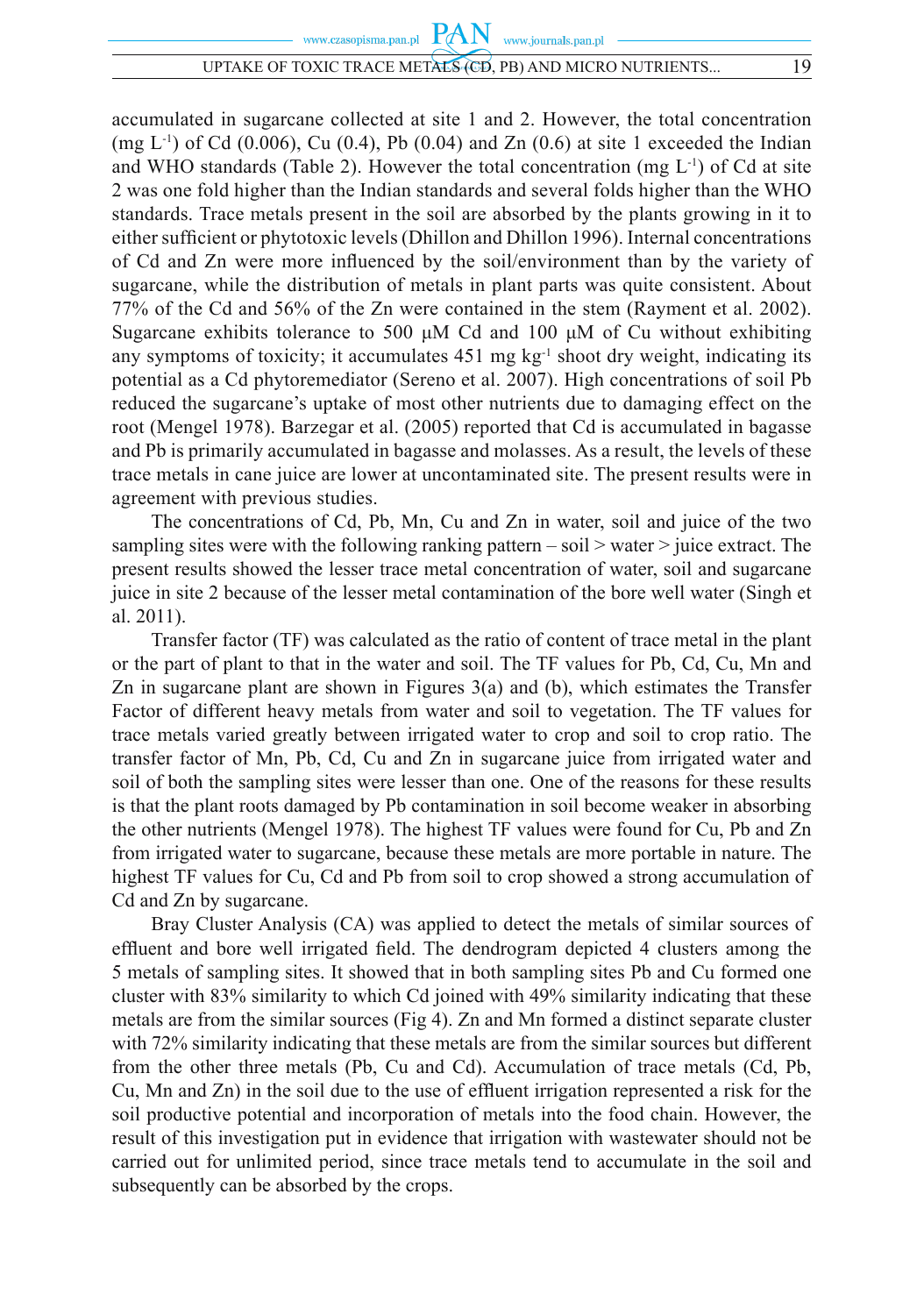accumulated in sugarcane collected at site 1 and 2. However, the total concentration (mg $L^{-1}$) of Cd (0.006), Cu (0.4), Pb (0.04) and Zn (0.6) at site 1 exceeded the Indian and WHO standards (Table 2). However the total concentration (mg $L^{-1}$) of Cd at site 2 was one fold higher than the Indian standards and several folds higher than the WHO standards. Trace metals present in the soil are absorbed by the plants growing in it to either sufficient or phytotoxic levels (Dhillon and Dhillon 1996). Internal concentrations of Cd and Zn were more influenced by the soil/environment than by the variety of sugarcane, while the distribution of metals in plant parts was quite consistent. About 77% of the Cd and 56% of the Zn were contained in the stem (Rayment et al. 2002). Sugarcane exhibits tolerance to 500 μM Cd and 100 μM of Cu without exhibiting any symptoms of toxicity; it accumulates 451 mg $kg^{-1}$ shoot dry weight, indicating its potential as a Cd phytoremediator (Sereno et al. 2007). High concentrations of soil Pb reduced the sugarcane's uptake of most other nutrients due to damaging effect on the root (Mengel 1978). Barzegar et al. (2005) reported that Cd is accumulated in bagasse and Pb is primarily accumulated in bagasse and molasses. As a result, the levels of these trace metals in cane juice are lower at uncontaminated site. The present results were in agreement with previous studies.

The concentrations of Cd, Pb, Mn, Cu and Zn in water, soil and juice of the two sampling sites were with the following ranking pattern – soil > water > juice extract. The present results showed the lesser trace metal concentration of water, soil and sugarcane juice in site 2 because of the lesser metal contamination of the bore well water (Singh et al. 2011).

Transfer factor (TF) was calculated as the ratio of content of trace metal in the plant or the part of plant to that in the water and soil. The TF values for Pb, Cd, Cu, Mn and Zn in sugarcane plant are shown in Figures 3(a) and (b), which estimates the Transfer Factor of different heavy metals from water and soil to vegetation. The TF values for trace metals varied greatly between irrigated water to crop and soil to crop ratio. The transfer factor of Mn, Pb, Cd, Cu and Zn in sugarcane juice from irrigated water and soil of both the sampling sites were lesser than one. One of the reasons for these results is that the plant roots damaged by Pb contamination in soil become weaker in absorbing the other nutrients (Mengel 1978). The highest TF values were found for Cu, Pb and Zn from irrigated water to sugarcane, because these metals are more portable in nature. The highest TF values for Cu, Cd and Pb from soil to crop showed a strong accumulation of Cd and Zn by sugarcane.

Bray Cluster Analysis (CA) was applied to detect the metals of similar sources of effluent and bore well irrigated field. The dendrogram depicted 4 clusters among the 5 metals of sampling sites. It showed that in both sampling sites Pb and Cu formed one cluster with 83% similarity to which Cd joined with 49% similarity indicating that these metals are from the similar sources (Fig 4). Zn and Mn formed a distinct separate cluster with 72% similarity indicating that these metals are from the similar sources but different from the other three metals (Pb, Cu and Cd). Accumulation of trace metals (Cd, Pb, Cu, Mn and Zn) in the soil due to the use of effluent irrigation represented a risk for the soil productive potential and incorporation of metals into the food chain. However, the result of this investigation put in evidence that irrigation with wastewater should not be carried out for unlimited period, since trace metals tend to accumulate in the soil and subsequently can be absorbed by the crops.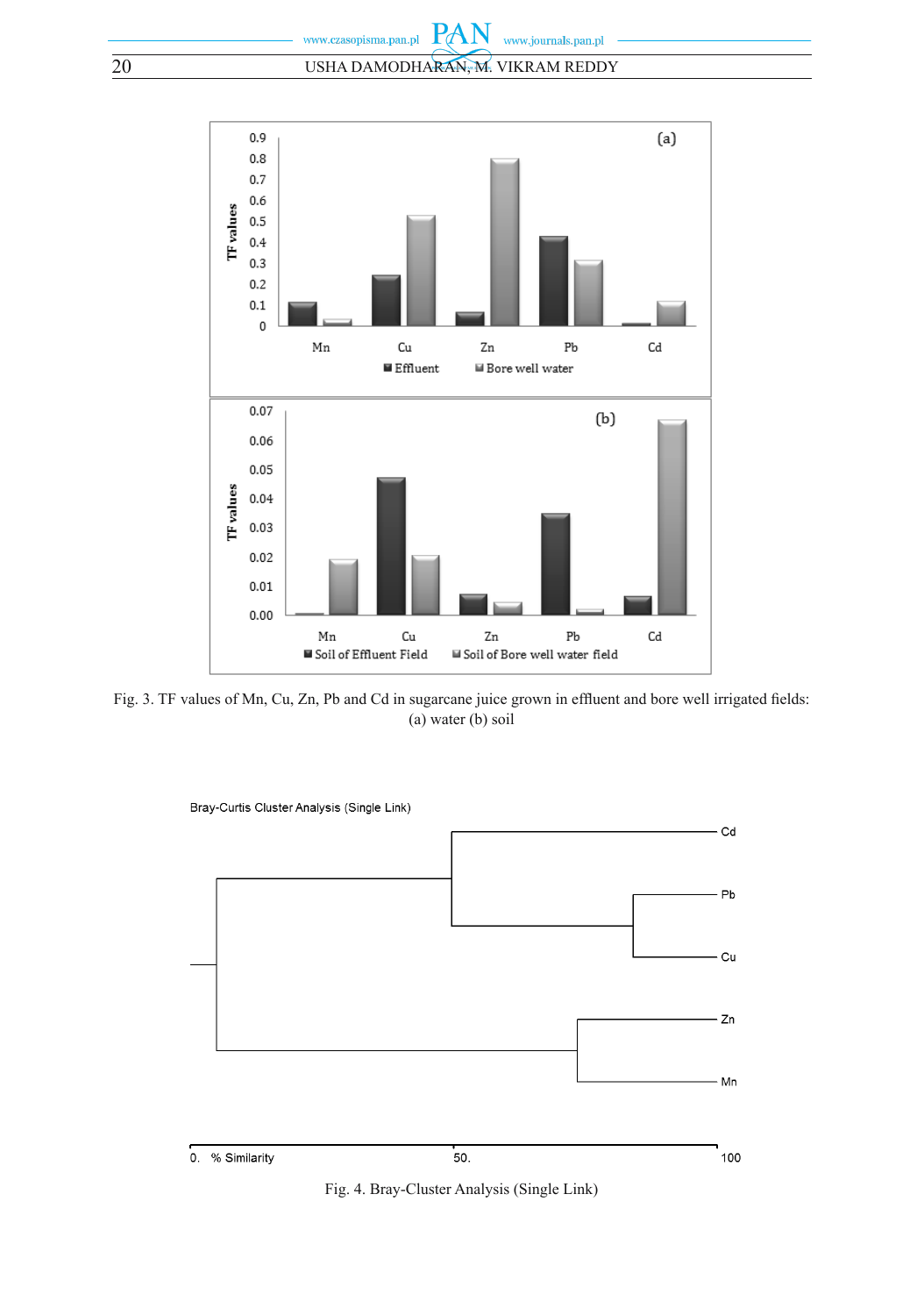Fig. 3. TF values of Mn, Cu, Zn, Pb and Cd in sugarcane juice grown in effluent and bore well irrigated fields: (a) water (b) soil

Fig. 4. Bray-Cluster Analysis (Single Link)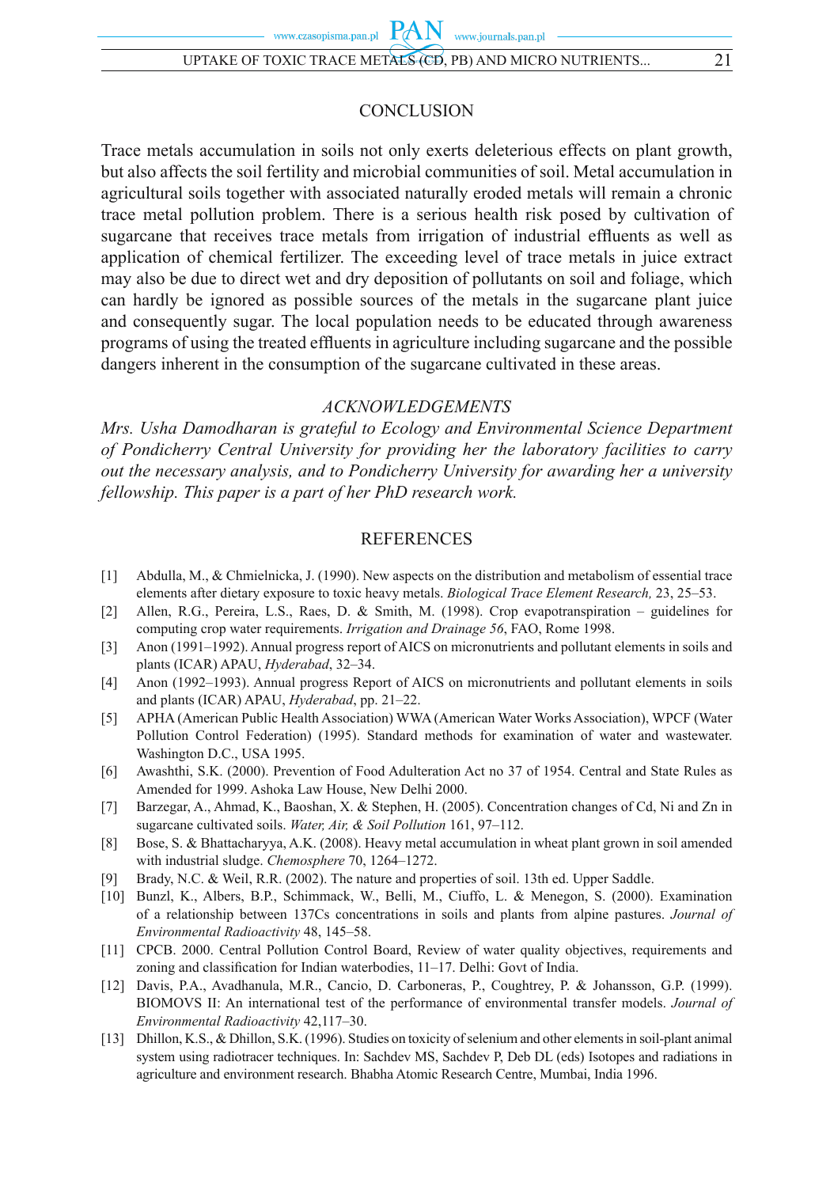## CONCLUSION

Trace metals accumulation in soils not only exerts deleterious effects on plant growth, but also affects the soil fertility and microbial communities of soil. Metal accumulation in agricultural soils together with associated naturally eroded metals will remain a chronic trace metal pollution problem. There is a serious health risk posed by cultivation of sugarcane that receives trace metals from irrigation of industrial effluents as well as application of chemical fertilizer. The exceeding level of trace metals in juice extract may also be due to direct wet and dry deposition of pollutants on soil and foliage, which can hardly be ignored as possible sources of the metals in the sugarcane plant juice and consequently sugar. The local population needs to be educated through awareness programs of using the treated effluents in agriculture including sugarcane and the possible dangers inherent in the consumption of the sugarcane cultivated in these areas.

## *ACKNOWLEDGEMENTS*

*Mrs. Usha Damodharan is grateful to Ecology and Environmental Science Department of Pondicherry Central University for providing her the laboratory facilities to carry out the necessary analysis, and to Pondicherry University for awarding her a university fellowship. This paper is a part of her PhD research work.*

## REFERENCES

[1] Abdulla, M., & Chmielnicka, J. (1990). New aspects on the distribution and metabolism of essential trace elements after dietary exposure to toxic heavy metals. *Biological Trace Element Research,* 23, 25–53.

[2] Allen, R.G., Pereira, L.S., Raes, D. & Smith, M. (1998). Crop evapotranspiration – guidelines for computing crop water requirements. *Irrigation and Drainage 56*, FAO, Rome 1998.

[3] Anon (1991–1992). Annual progress report of AICS on micronutrients and pollutant elements in soils and plants (ICAR) APAU, *Hyderabad*, 32–34.

[4] Anon (1992–1993). Annual progress Report of AICS on micronutrients and pollutant elements in soils and plants (ICAR) APAU, *Hyderabad*, pp. 21–22.

[5] APHA (American Public Health Association) WWA (American Water Works Association), WPCF (Water Pollution Control Federation) (1995). Standard methods for examination of water and wastewater. Washington D.C., USA 1995.

[6] Awashthi, S.K. (2000). Prevention of Food Adulteration Act no 37 of 1954. Central and State Rules as Amended for 1999. Ashoka Law House, New Delhi 2000.

[7] Barzegar, A., Ahmad, K., Baoshan, X. & Stephen, H. (2005). Concentration changes of Cd, Ni and Zn in sugarcane cultivated soils. *Water, Air, & Soil Pollution* 161, 97–112.

[8] Bose, S. & Bhattacharyya, A.K. (2008). Heavy metal accumulation in wheat plant grown in soil amended with industrial sludge. *Chemosphere* 70, 1264–1272.

[9] Brady, N.C. & Weil, R.R. (2002). The nature and properties of soil. 13th ed. Upper Saddle.

[10] Bunzl, K., Albers, B.P., Schimmack, W., Belli, M., Ciuffo, L. & Menegon, S. (2000). Examination of a relationship between 137Cs concentrations in soils and plants from alpine pastures. *Journal of Environmental Radioactivity* 48, 145–58.

[11] CPCB. 2000. Central Pollution Control Board, Review of water quality objectives, requirements and zoning and classification for Indian waterbodies, 11–17. Delhi: Govt of India.

[12] Davis, P.A., Avadhanula, M.R., Cancio, D. Carboneras, P., Coughtrey, P. & Johansson, G.P. (1999). BIOMOVS II: An international test of the performance of environmental transfer models. *Journal of Environmental Radioactivity* 42,117–30.

[13] Dhillon, K.S., & Dhillon, S.K. (1996). Studies on toxicity of selenium and other elements in soil-plant animal system using radiotracer techniques. In: Sachdev MS, Sachdev P, Deb DL (eds) Isotopes and radiations in agriculture and environment research. Bhabha Atomic Research Centre, Mumbai, India 1996.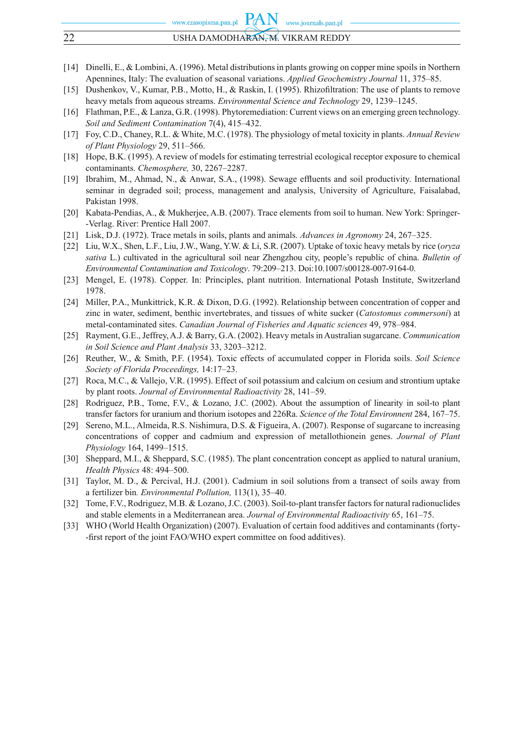[14] Dinelli, E., & Lombini, A. (1996). Metal distributions in plants growing on copper mine spoils in Northern Apennines, Italy: The evaluation of seasonal variations. *Applied Geochemistry Journal* 11, 375–85.

[15] Dushenkov, V., Kumar, P.B., Motto, H., & Raskin, I. (1995). Rhizofiltration: The use of plants to remove heavy metals from aqueous streams. *Environmental Science and Technology* 29, 1239–1245.

[16] Flathman, P.E., & Lanza, G.R. (1998). Phytoremediation: Current views on an emerging green technology. *Soil and Sediment Contamination* 7(4), 415–432.

[17] Foy, C.D., Chaney, R.L. & White, M.C. (1978). The physiology of metal toxicity in plants. *Annual Review of Plant Physiology* 29, 511–566.

[18] Hope, B.K. (1995). A review of models for estimating terrestrial ecological receptor exposure to chemical contaminants. *Chemosphere,* 30, 2267–2287.

[19] Ibrahim, M., Ahmad, N., & Anwar, S.A., (1998). Sewage effluents and soil productivity. International seminar in degraded soil; process, management and analysis, University of Agriculture, Faisalabad, Pakistan 1998.

[20] Kabata-Pendias, A., & Mukherjee, A.B. (2007). Trace elements from soil to human. New York: Springer--Verlag. River: Prentice Hall 2007.

[21] Lisk, D.J. (1972). Trace metals in soils, plants and animals. *Advances in Agronomy* 24, 267–325.

[22] Liu, W.X., Shen, L.F., Liu, J.W., Wang, Y.W. & Li, S.R. (2007). Uptake of toxic heavy metals by rice (*oryza sativa* L.) cultivated in the agricultural soil near Zhengzhou city, people's republic of china. *Bulletin of Environmental Contamination and Toxicology*. 79:209–213. Doi:10.1007/s00128-007-9164-0.

[23] Mengel, E. (1978). Copper. In: Principles, plant nutrition. International Potash Institute, Switzerland 1978.

[24] Miller, P.A., Munkittrick, K.R. & Dixon, D.G. (1992). Relationship between concentration of copper and zinc in water, sediment, benthic invertebrates, and tissues of white sucker (*Catostomus commersoni*) at metal-contaminated sites. *Canadian Journal of Fisheries and Aquatic sciences* 49, 978–984.

[25] Rayment, G.E., Jeffrey, A.J. & Barry, G.A. (2002). Heavy metals in Australian sugarcane. *Communication in Soil Science and Plant Analysis* 33, 3203–3212.

[26] Reuther, W., & Smith, P.F. (1954). Toxic effects of accumulated copper in Florida soils. *Soil Science Society of Florida Proceedings,* 14:17–23.

[27] Roca, M.C., & Vallejo, V.R. (1995). Effect of soil potassium and calcium on cesium and strontium uptake by plant roots. *Journal of Environmental Radioactivity* 28, 141–59.

[28] Rodriguez, P.B., Tome, F.V., & Lozano, J.C. (2002). About the assumption of linearity in soil-to plant transfer factors for uranium and thorium isotopes and 226Ra. *Science of the Total Environment* 284, 167–75.

[29] Sereno, M.L., Almeida, R.S. Nishimura, D.S. & Figueira, A. (2007). Response of sugarcane to increasing concentrations of copper and cadmium and expression of metallothionein genes. *Journal of Plant Physiology* 164, 1499–1515.

[30] Sheppard, M.I., & Sheppard, S.C. (1985). The plant concentration concept as applied to natural uranium, *Health Physics* 48: 494–500.

[31] Taylor, M. D., & Percival, H.J. (2001). Cadmium in soil solutions from a transect of soils away from a fertilizer bin. *Environmental Pollution,* 113(1), 35–40.

[32] Tome, F.V., Rodriguez, M.B. & Lozano, J.C. (2003). Soil-to-plant transfer factors for natural radionuclides and stable elements in a Mediterranean area. *Journal of Environmental Radioactivity* 65, 161–75.

[33] WHO (World Health Organization) (2007). Evaluation of certain food additives and contaminants (forty--first report of the joint FAO/WHO expert committee on food additives).